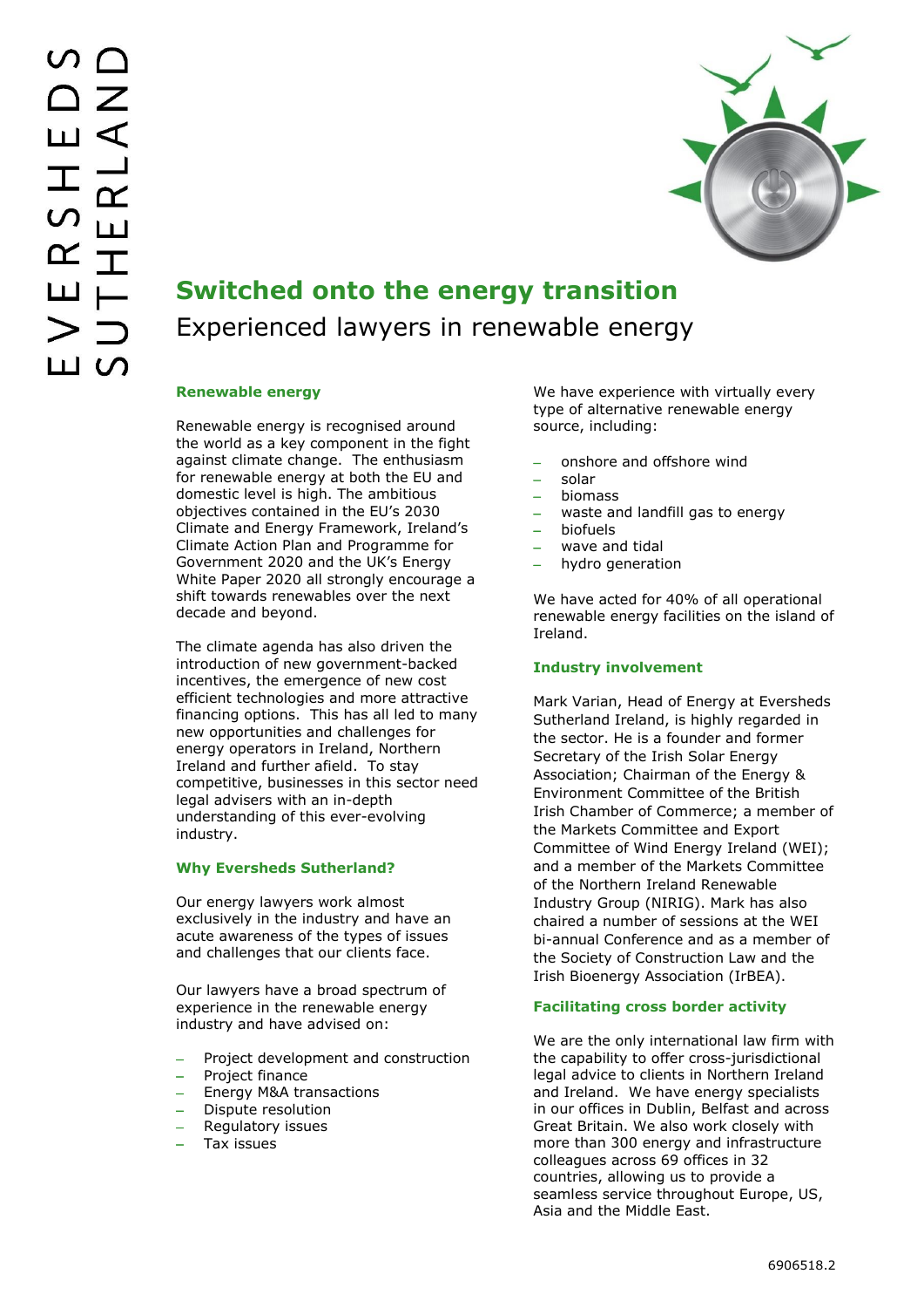# Switched onto the energy transition

## Experienced lawyers in renewable energy

### Renewable energy

Renewable energy is recognised around the world as a key component in the fight against climate change. The enthusiasm for renewable energy at both the EU and domestic level is high. The ambitious objectives contained in the EU's 2030 Climate and Energy Framework, Ireland's Climate Action Plan and Programme for Government 2020 and the UK's Energy White Paper 2020 all strongly encourage a shift towards renewables over the next decade and beyond.

The climate agenda has also driven the introduction of new government-backed incentives, the emergence of new cost efficient technologies and more attractive financing options. This has all led to many new opportunities and challenges for energy operators in Ireland, Northern Ireland and further afield. To stay competitive, businesses in this sector need legal advisers with an in-depth understanding of this ever-evolving industry.

### Why Eversheds Sutherland?

Our energy lawyers work almost exclusively in the industry and have an acute awareness of the types of issues and challenges that our clients face.

Our lawyers have a broad spectrum of experience in the renewable energy industry and have advised on:

- Project development and construction
- Project finance
- Energy M&A transactions
- Dispute resolution
- Regulatory issues
- Tax issues

We have experience with virtually every type of alternative renewable energy source, including:

- onshore and offshore wind
- solar
- biomass
- waste and landfill gas to energy
- biofuels
- wave and tidal
- hydro generation

We have acted for 40% of all operational renewable energy facilities on the island of Ireland.

### Industry involvement

Mark Varian, Head of Energy at Eversheds Sutherland Ireland, is highly regarded in the sector. He is a founder and former Secretary of the Irish Solar Energy Association; Chairman of the Energy & Environment Committee of the British Irish Chamber of Commerce; a member of the Markets Committee and Export Committee of Wind Energy Ireland (WEI); and a member of the Markets Committee of the Northern Ireland Renewable Industry Group (NIRIG). Mark has also chaired a number of sessions at the WEI bi-annual Conference and as a member of the Society of Construction Law and the Irish Bioenergy Association (IrBEA).

### Facilitating cross border activity

We are the only international law firm with the capability to offer cross-jurisdictional legal advice to clients in Northern Ireland and Ireland. We have energy specialists in our offices in Dublin, Belfast and across Great Britain. We also work closely with more than 300 energy and infrastructure colleagues across 69 offices in 32 countries, allowing us to provide a seamless service throughout Europe, US, Asia and the Middle East.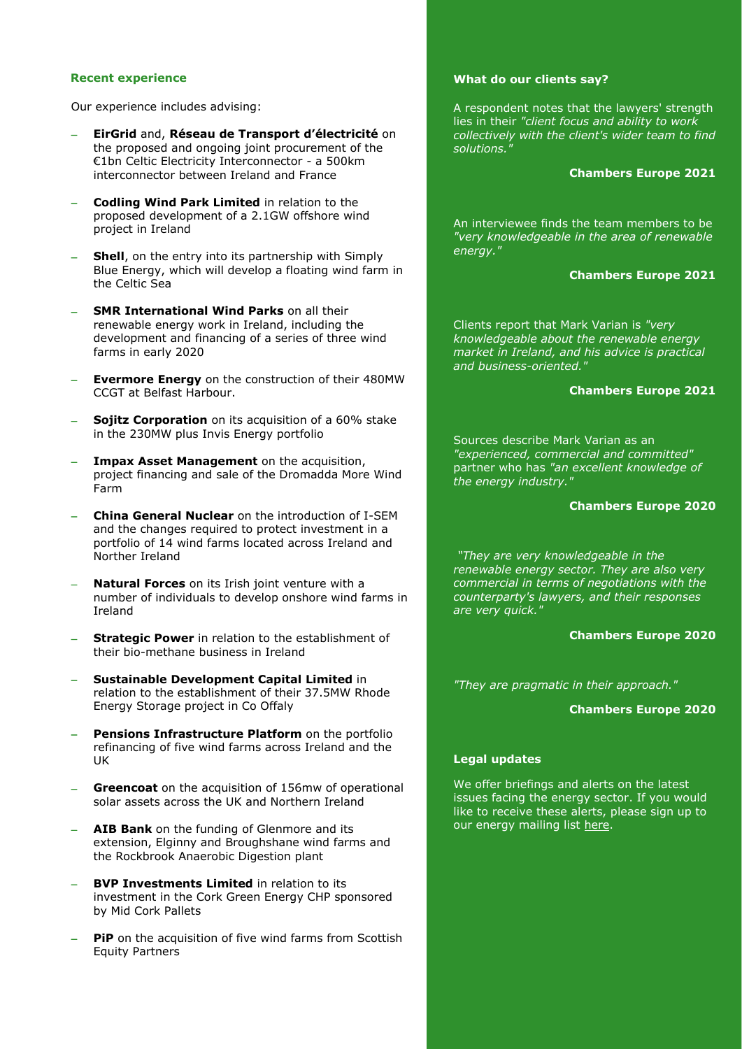### Recent experience

Our experience includes advising:

- **EirGrid** and, **Réseau de Transport d'électricité** on the proposed and ongoing joint procurement of the €1bn Celtic Electricity Interconnector - a 500km interconnector between Ireland and France
- **Codling Wind Park Limited** in relation to the proposed development of a 2.1GW offshore wind project in Ireland
- **Shell**, on the entry into its partnership with Simply Blue Energy, which will develop a floating wind farm in the Celtic Sea
- **SMR International Wind Parks** on all their renewable energy work in Ireland, including the development and financing of a series of three wind farms in early 2020
- **Evermore Energy** on the construction of their 480MW CCGT at Belfast Harbour.
- **Sojitz Corporation** on its acquisition of a 60% stake in the 230MW plus Invis Energy portfolio
- **Impax Asset Management** on the acquisition, project financing and sale of the Dromadda More Wind Farm
- **China General Nuclear** on the introduction of I-SEM and the changes required to protect investment in a portfolio of 14 wind farms located across Ireland and Norther Ireland
- **Natural Forces** on its Irish joint venture with a number of individuals to develop onshore wind farms in Ireland
- **Strategic Power** in relation to the establishment of their bio-methane business in Ireland
- **Sustainable Development Capital Limited** in relation to the establishment of their 37.5MW Rhode Energy Storage project in Co Offaly
- **Pensions Infrastructure Platform** on the portfolio refinancing of five wind farms across Ireland and the UK
- **Greencoat** on the acquisition of 156mw of operational solar assets across the UK and Northern Ireland
- **AIB Bank** on the funding of Glenmore and its extension, Elginny and Broughshane wind farms and the Rockbrook Anaerobic Digestion plant
- **BVP Investments Limited** in relation to its investment in the Cork Green Energy CHP sponsored by Mid Cork Pallets
- **PiP** on the acquisition of five wind farms from Scottish Equity Partners

### What do our clients say?

A respondent notes that the lawyers' strength lies in their *"client focus and ability to work collectively with the client's wider team to find solutions."*

**Chambers Europe 2021**

An interviewee finds the team members to be *"very knowledgeable in the area of renewable energy."*

**Chambers Europe 2021**

Clients report that Mark Varian is *"very knowledgeable about the renewable energy market in Ireland, and his advice is practical and business-oriented."*

**Chambers Europe 2021**

Sources describe Mark Varian as an *"experienced, commercial and committed"* partner who has *"an excellent knowledge of the energy industry."*

**Chambers Europe 2020**

*"They are very knowledgeable in the renewable energy sector. They are also very commercial in terms of negotiations with the counterparty's lawyers, and their responses are very quick."*

**Chambers Europe 2020**

*"They are pragmatic in their approach."*

**Chambers Europe 2020**

### Legal updates

We offer briefings and alerts on the latest issues facing the energy sector. If you would like to receive these alerts, please sign up to our energy mailing list here.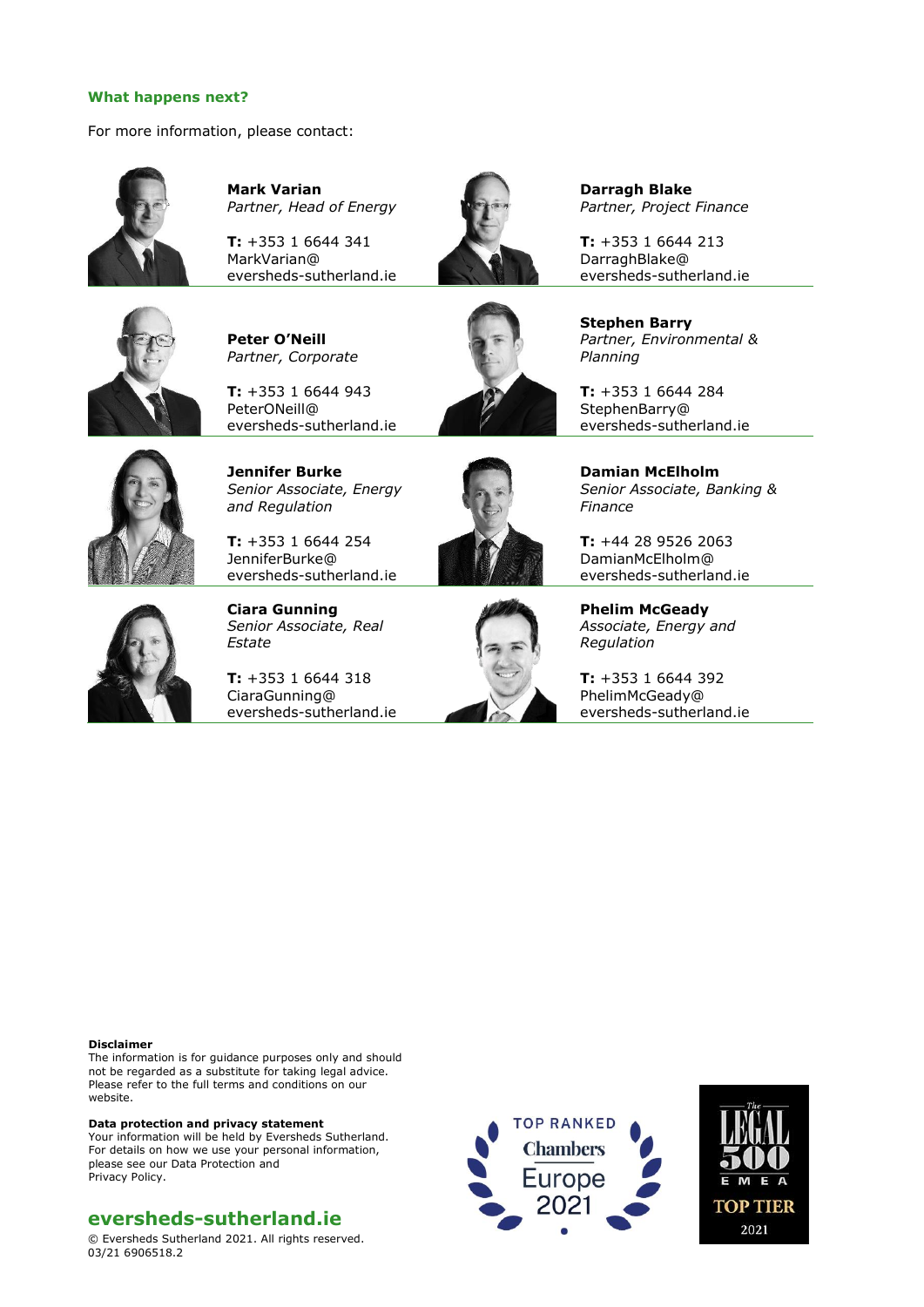## What happens next?

For more information, please contact:

**Mark Varian**
*Partner, Head of Energy*

**T:** +353 1 6644 341
MarkVarian@
eversheds-sutherland.ie

**Darragh Blake**
*Partner, Project Finance*

**T:** +353 1 6644 213
DarraghBlake@
eversheds-sutherland.ie

**Peter O'Neill**
*Partner, Corporate*

**T:** +353 1 6644 943
PeterONeill@
eversheds-sutherland.ie

**Stephen Barry**
*Partner, Environmental & Planning*

**T:** +353 1 6644 284
StephenBarry@
eversheds-sutherland.ie

**Jennifer Burke**
*Senior Associate, Energy and Regulation*

**T:** +353 1 6644 254
JenniferBurke@
eversheds-sutherland.ie

**Damian McElholm**
*Senior Associate, Banking & Finance*

**T:** +44 28 9526 2063
DamianMcElholm@
eversheds-sutherland.ie

**Ciara Gunning**
*Senior Associate, Real Estate*

**T:** +353 1 6644 318
CiaraGunning@
eversheds-sutherland.ie

**Phelim McGeady**
*Associate, Energy and Regulation*

**T:** +353 1 6644 392
PhelimMcGeady@
eversheds-sutherland.ie

**Disclaimer**
The information is for guidance purposes only and should not be regarded as a substitute for taking legal advice. Please refer to the full terms and conditions on our website.

**Data protection and privacy statement**
Your information will be held by Eversheds Sutherland. For details on how we use your personal information, please see our Data Protection and Privacy Policy.

**eversheds-sutherland.ie**

© Eversheds Sutherland 2021. All rights reserved.
03/21 6906518.2

TOP RANKED Chambers Europe 2021

The Legal 500 EMEA TOP TIER 2021